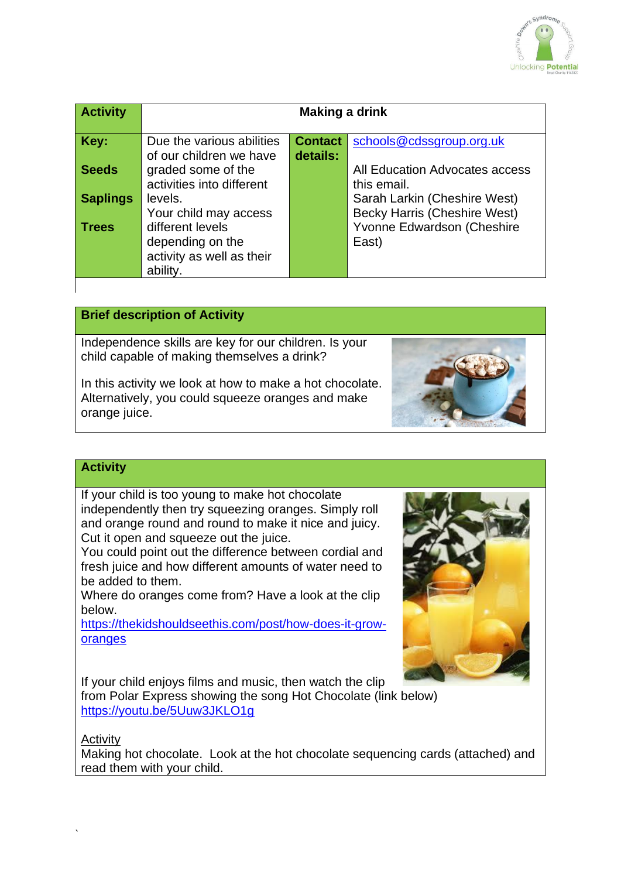| Activity | Making a drink | | |
|---|---|---|---|
| **Key:**<br><br>**Seeds**<br><br>**Saplings**<br><br>**Trees** | Due the various abilities of our children we have graded some of the activities into different levels.<br>Your child may access different levels depending on the activity as well as their ability. | **Contact details:** | schools@cdssgroup.org.uk<br><br>All Education Advocates access this email.<br>Sarah Larkin (Cheshire West)<br>Becky Harris (Cheshire West)<br>Yvonne Edwardson (Cheshire East) |

## Brief description of Activity

Independence skills are key for our children. Is your child capable of making themselves a drink?

In this activity we look at how to make a hot chocolate. Alternatively, you could squeeze oranges and make orange juice.

## Activity

If your child is too young to make hot chocolate independently then try squeezing oranges. Simply roll and orange round and round to make it nice and juicy. Cut it open and squeeze out the juice.
You could point out the difference between cordial and fresh juice and how different amounts of water need to be added to them.
Where do oranges come from? Have a look at the clip below.
https://thekidshouldseethis.com/post/how-does-it-grow-oranges

If your child enjoys films and music, then watch the clip from Polar Express showing the song Hot Chocolate (link below)
https://youtu.be/5Uuw3JKLO1g

Activity
Making hot chocolate. Look at the hot chocolate sequencing cards (attached) and read them with your child.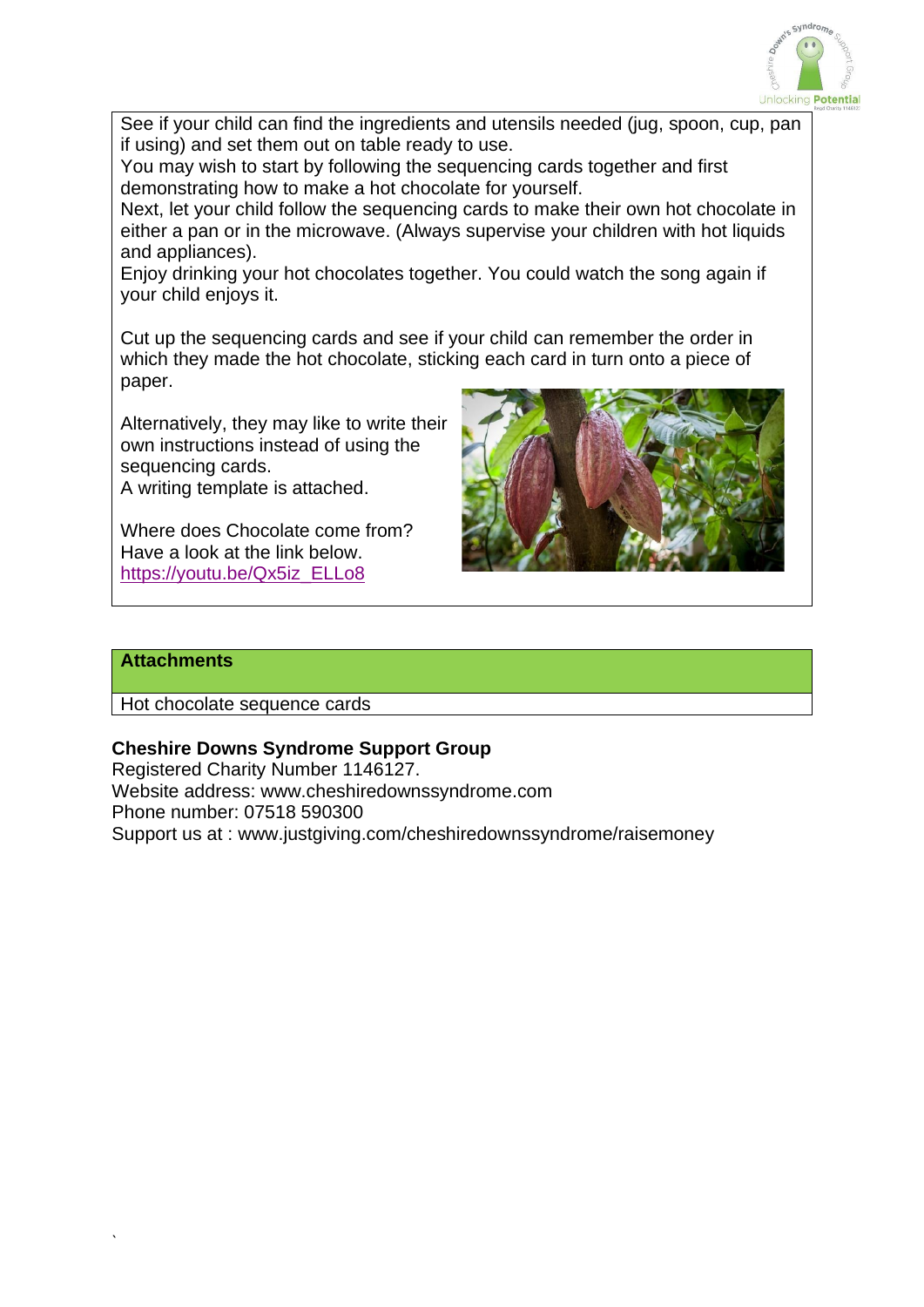See if your child can find the ingredients and utensils needed (jug, spoon, cup, pan if using) and set them out on table ready to use.
You may wish to start by following the sequencing cards together and first demonstrating how to make a hot chocolate for yourself.
Next, let your child follow the sequencing cards to make their own hot chocolate in either a pan or in the microwave. (Always supervise your children with hot liquids and appliances).
Enjoy drinking your hot chocolates together. You could watch the song again if your child enjoys it.

Cut up the sequencing cards and see if your child can remember the order in which they made the hot chocolate, sticking each card in turn onto a piece of paper.

Alternatively, they may like to write their own instructions instead of using the sequencing cards.
A writing template is attached.

Where does Chocolate come from?
Have a look at the link below.
https://youtu.be/Qx5iz_ELLo8

| **Attachments** |
| --- |
| Hot chocolate sequence cards |

**Cheshire Downs Syndrome Support Group**
Registered Charity Number 1146127.
Website address: www.cheshiredownssyndrome.com
Phone number: 07518 590300
Support us at : www.justgiving.com/cheshiredownssyndrome/raisemoney